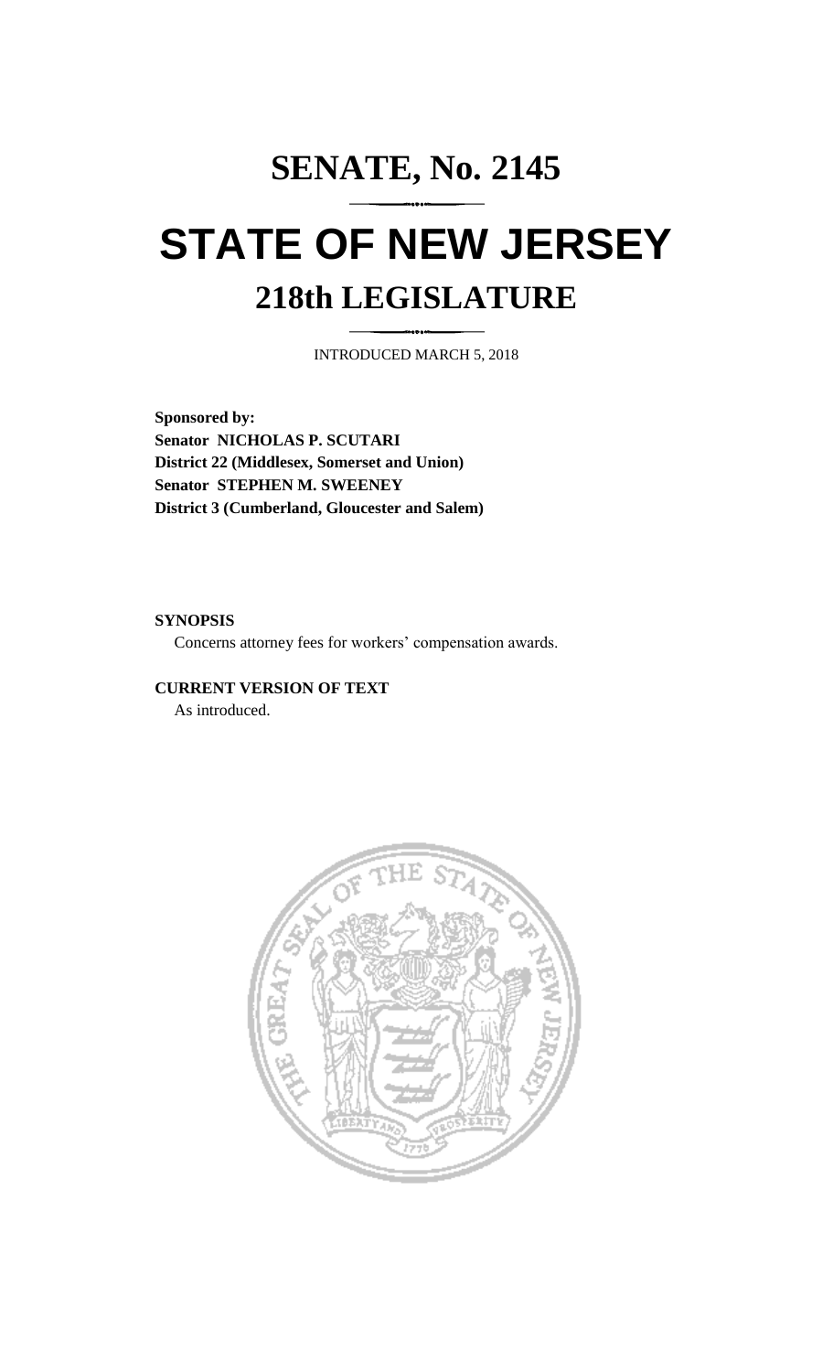# SENATE, No. 2145

# STATE OF NEW JERSEY

## 218th LEGISLATURE

INTRODUCED MARCH 5, 2018

**Sponsored by:**
**Senator NICHOLAS P. SCUTARI**
**District 22 (Middlesex, Somerset and Union)**
**Senator STEPHEN M. SWEENEY**
**District 3 (Cumberland, Gloucester and Salem)**

**SYNOPSIS**

Concerns attorney fees for workers' compensation awards.

**CURRENT VERSION OF TEXT**

As introduced.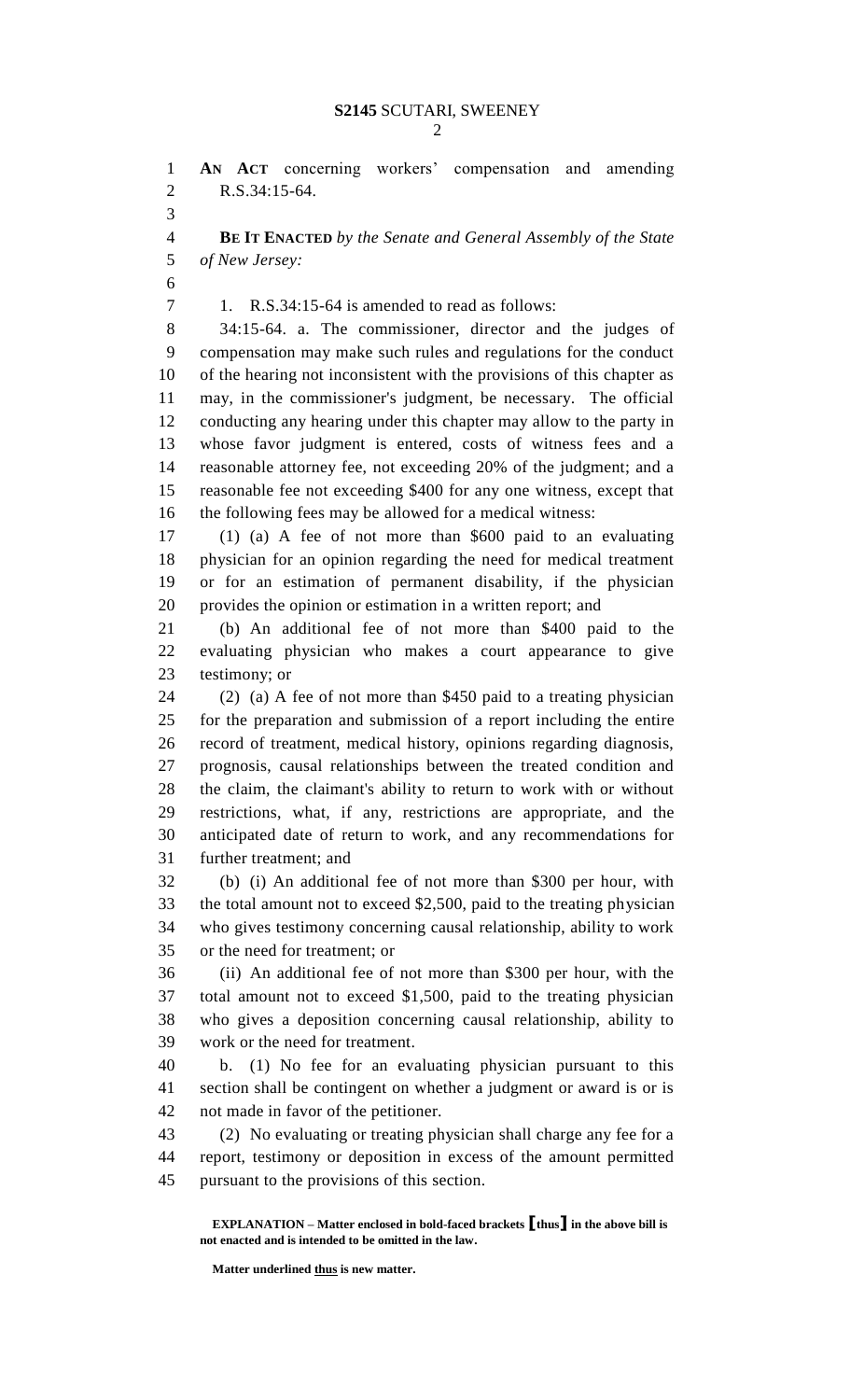**AN ACT** concerning workers' compensation and amending R.S.34:15-64.

**BE IT ENACTED** *by the Senate and General Assembly of the State of New Jersey:*

1. R.S.34:15-64 is amended to read as follows:

34:15-64. a. The commissioner, director and the judges of compensation may make such rules and regulations for the conduct of the hearing not inconsistent with the provisions of this chapter as may, in the commissioner's judgment, be necessary. The official conducting any hearing under this chapter may allow to the party in whose favor judgment is entered, costs of witness fees and a reasonable attorney fee, not exceeding 20% of the judgment; and a reasonable fee not exceeding $400 for any one witness, except that the following fees may be allowed for a medical witness:

(1) (a) A fee of not more than $600 paid to an evaluating physician for an opinion regarding the need for medical treatment or for an estimation of permanent disability, if the physician provides the opinion or estimation in a written report; and

(b) An additional fee of not more than $400 paid to the evaluating physician who makes a court appearance to give testimony; or

(2) (a) A fee of not more than $450 paid to a treating physician for the preparation and submission of a report including the entire record of treatment, medical history, opinions regarding diagnosis, prognosis, causal relationships between the treated condition and the claim, the claimant's ability to return to work with or without restrictions, what, if any, restrictions are appropriate, and the anticipated date of return to work, and any recommendations for further treatment; and

(b) (i) An additional fee of not more than $300 per hour, with the total amount not to exceed $2,500, paid to the treating physician who gives testimony concerning causal relationship, ability to work or the need for treatment; or

(ii) An additional fee of not more than $300 per hour, with the total amount not to exceed $1,500, paid to the treating physician who gives a deposition concerning causal relationship, ability to work or the need for treatment.

b. (1) No fee for an evaluating physician pursuant to this section shall be contingent on whether a judgment or award is or is not made in favor of the petitioner.

(2) No evaluating or treating physician shall charge any fee for a report, testimony or deposition in excess of the amount permitted pursuant to the provisions of this section.

**EXPLANATION – Matter enclosed in bold-faced brackets [thus] in the above bill is not enacted and is intended to be omitted in the law.**

**Matter underlined thus is new matter.**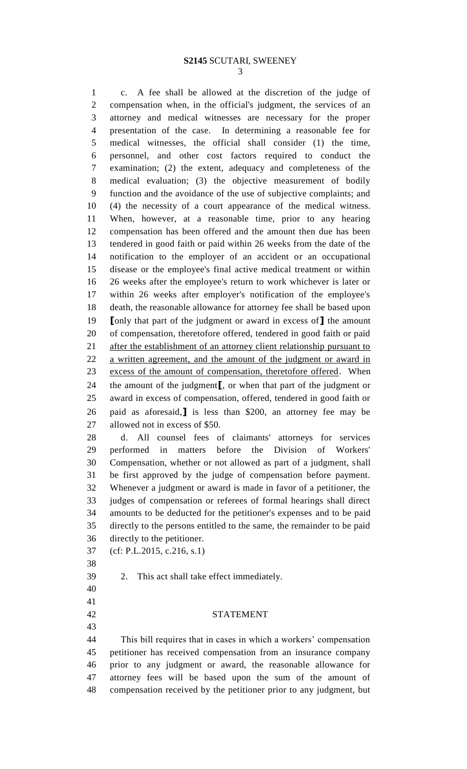c. A fee shall be allowed at the discretion of the judge of compensation when, in the official's judgment, the services of an attorney and medical witnesses are necessary for the proper presentation of the case. In determining a reasonable fee for medical witnesses, the official shall consider (1) the time, personnel, and other cost factors required to conduct the examination; (2) the extent, adequacy and completeness of the medical evaluation; (3) the objective measurement of bodily function and the avoidance of the use of subjective complaints; and (4) the necessity of a court appearance of the medical witness. When, however, at a reasonable time, prior to any hearing compensation has been offered and the amount then due has been tendered in good faith or paid within 26 weeks from the date of the notification to the employer of an accident or an occupational disease or the employee's final active medical treatment or within 26 weeks after the employee's return to work whichever is later or within 26 weeks after employer's notification of the employee's death, the reasonable allowance for attorney fee shall be based upon [only that part of the judgment or award in excess of] the amount of compensation, theretofore offered, tendered in good faith or paid <u>after the establishment of an attorney client relationship pursuant to a written agreement, and the amount of the judgment or award in excess of the amount of compensation, theretofore offered</u>. When the amount of the judgment[, or when that part of the judgment or award in excess of compensation, offered, tendered in good faith or paid as aforesaid,] is less than $200, an attorney fee may be allowed not in excess of $50.

d. All counsel fees of claimants' attorneys for services performed in matters before the Division of Workers' Compensation, whether or not allowed as part of a judgment, shall be first approved by the judge of compensation before payment. Whenever a judgment or award is made in favor of a petitioner, the judges of compensation or referees of formal hearings shall direct amounts to be deducted for the petitioner's expenses and to be paid directly to the persons entitled to the same, the remainder to be paid directly to the petitioner.

(cf: P.L.2015, c.216, s.1)

2. This act shall take effect immediately.

## STATEMENT

This bill requires that in cases in which a workers' compensation petitioner has received compensation from an insurance company prior to any judgment or award, the reasonable allowance for attorney fees will be based upon the sum of the amount of compensation received by the petitioner prior to any judgment, but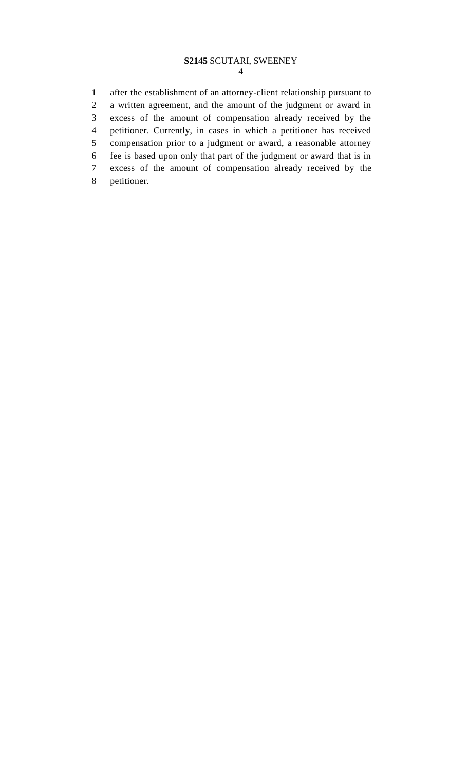after the establishment of an attorney-client relationship pursuant to a written agreement, and the amount of the judgment or award in excess of the amount of compensation already received by the petitioner. Currently, in cases in which a petitioner has received compensation prior to a judgment or award, a reasonable attorney fee is based upon only that part of the judgment or award that is in excess of the amount of compensation already received by the petitioner.